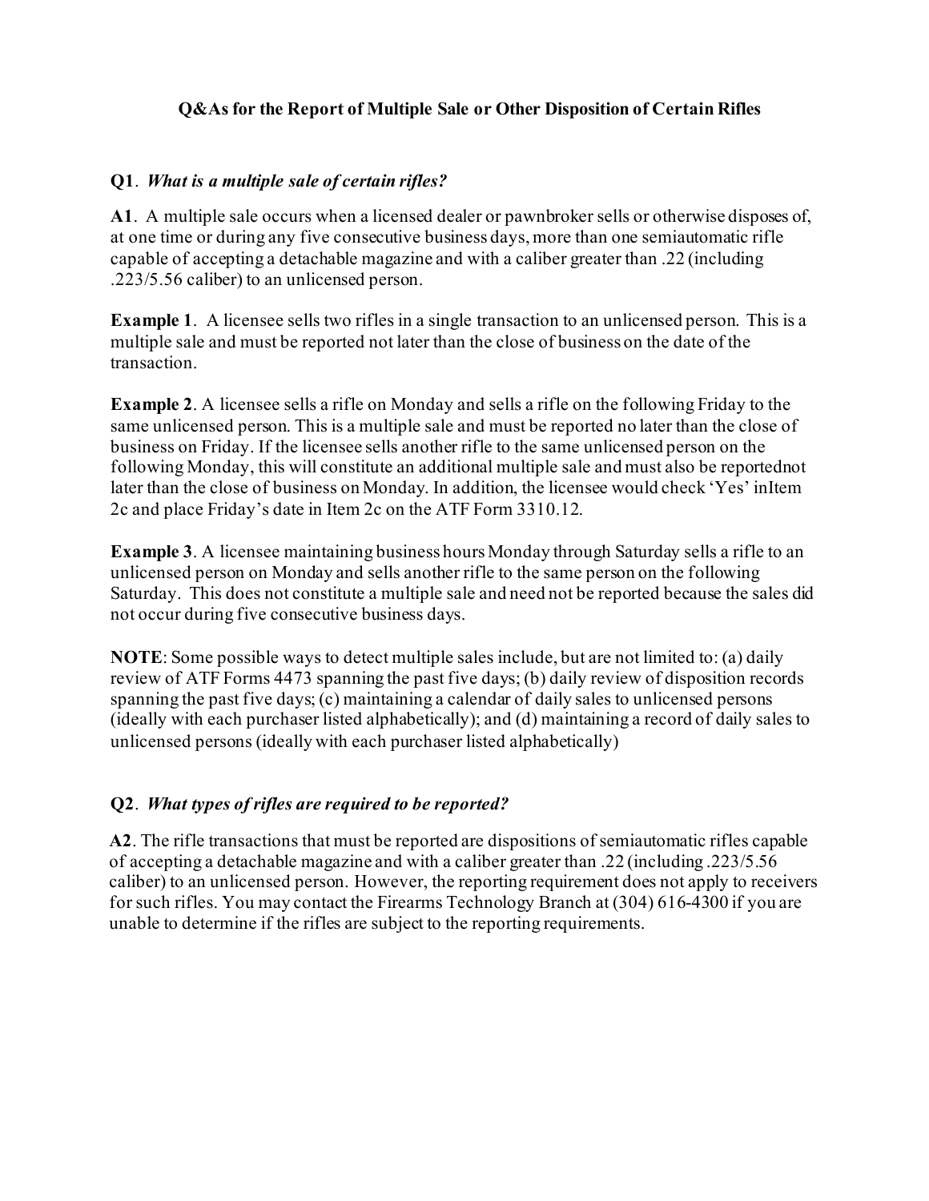**Q&As for the Report of Multiple Sale or Other Disposition of Certain Rifles**

**Q1**. *What is a multiple sale of certain rifles?*

**A1**. A multiple sale occurs when a licensed dealer or pawnbroker sells or otherwise disposes of, at one time or during any five consecutive business days, more than one semiautomatic rifle capable of accepting a detachable magazine and with a caliber greater than .22 (including .223/5.56 caliber) to an unlicensed person.

**Example 1**. A licensee sells two rifles in a single transaction to an unlicensed person. This is a multiple sale and must be reported not later than the close of business on the date of the transaction.

**Example 2**. A licensee sells a rifle on Monday and sells a rifle on the following Friday to the same unlicensed person. This is a multiple sale and must be reported no later than the close of business on Friday. If the licensee sells another rifle to the same unlicensed person on the following Monday, this will constitute an additional multiple sale and must also be reportednot later than the close of business on Monday. In addition, the licensee would check 'Yes' inItem 2c and place Friday's date in Item 2c on the ATF Form 3310.12.

**Example 3**. A licensee maintaining business hours Monday through Saturday sells a rifle to an unlicensed person on Monday and sells another rifle to the same person on the following Saturday. This does not constitute a multiple sale and need not be reported because the sales did not occur during five consecutive business days.

**NOTE**: Some possible ways to detect multiple sales include, but are not limited to: (a) daily review of ATF Forms 4473 spanning the past five days; (b) daily review of disposition records spanning the past five days; (c) maintaining a calendar of daily sales to unlicensed persons (ideally with each purchaser listed alphabetically); and (d) maintaining a record of daily sales to unlicensed persons (ideally with each purchaser listed alphabetically)

**Q2**. *What types of rifles are required to be reported?*

**A2**. The rifle transactions that must be reported are dispositions of semiautomatic rifles capable of accepting a detachable magazine and with a caliber greater than .22 (including .223/5.56 caliber) to an unlicensed person. However, the reporting requirement does not apply to receivers for such rifles. You may contact the Firearms Technology Branch at (304) 616-4300 if you are unable to determine if the rifles are subject to the reporting requirements.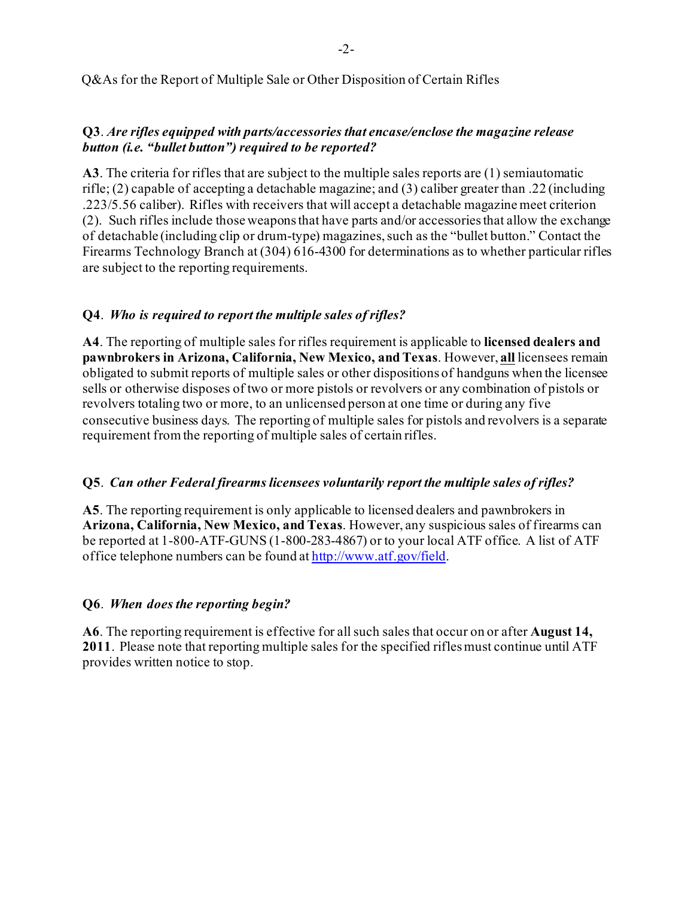Q&As for the Report of Multiple Sale or Other Disposition of Certain Rifles

**Q3**. ***Are rifles equipped with parts/accessories that encase/enclose the magazine release button (i.e. "bullet button") required to be reported?***

**A3**. The criteria for rifles that are subject to the multiple sales reports are (1) semiautomatic rifle; (2) capable of accepting a detachable magazine; and (3) caliber greater than .22 (including .223/5.56 caliber). Rifles with receivers that will accept a detachable magazine meet criterion (2). Such rifles include those weapons that have parts and/or accessories that allow the exchange of detachable (including clip or drum-type) magazines, such as the "bullet button." Contact the Firearms Technology Branch at (304) 616-4300 for determinations as to whether particular rifles are subject to the reporting requirements.

**Q4**. ***Who is required to report the multiple sales of rifles?***

**A4**. The reporting of multiple sales for rifles requirement is applicable to **licensed dealers and pawnbrokers in Arizona, California, New Mexico, and Texas**. However, **all** licensees remain obligated to submit reports of multiple sales or other dispositions of handguns when the licensee sells or otherwise disposes of two or more pistols or revolvers or any combination of pistols or revolvers totaling two or more, to an unlicensed person at one time or during any five consecutive business days. The reporting of multiple sales for pistols and revolvers is a separate requirement from the reporting of multiple sales of certain rifles.

**Q5**. ***Can other Federal firearms licensees voluntarily report the multiple sales of rifles?***

**A5**. The reporting requirement is only applicable to licensed dealers and pawnbrokers in **Arizona, California, New Mexico, and Texas**. However, any suspicious sales of firearms can be reported at 1-800-ATF-GUNS (1-800-283-4867) or to your local ATF office. A list of ATF office telephone numbers can be found at [http://www.atf.gov/field](http://www.atf.gov/field).

**Q6**. ***When does the reporting begin?***

**A6**. The reporting requirement is effective for all such sales that occur on or after **August 14, 2011**. Please note that reporting multiple sales for the specified rifles must continue until ATF provides written notice to stop.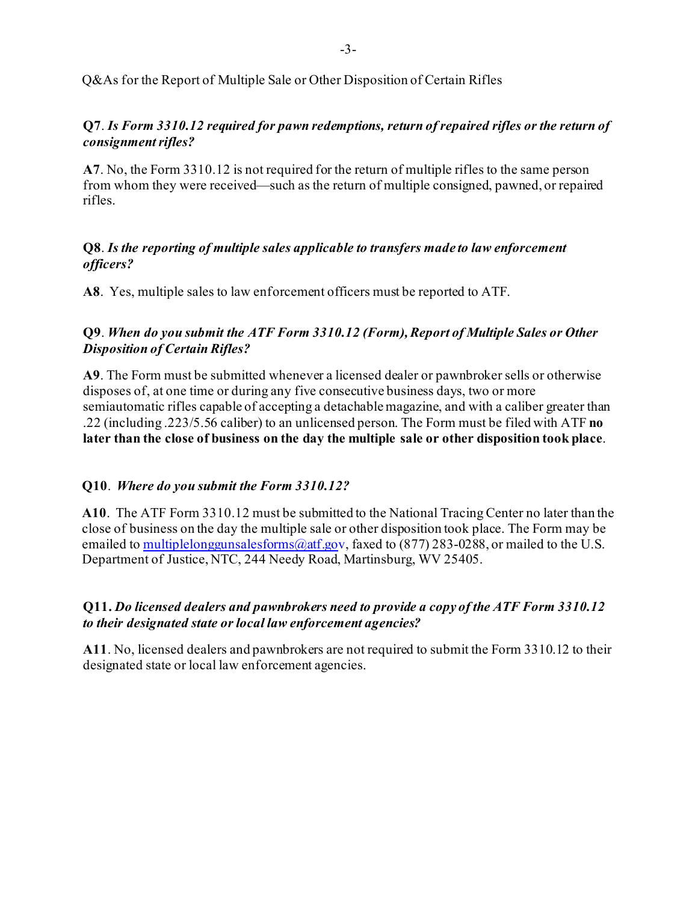Q&As for the Report of Multiple Sale or Other Disposition of Certain Rifles

**Q7**. ***Is Form 3310.12 required for pawn redemptions, return of repaired rifles or the return of consignment rifles?***

**A7**. No, the Form 3310.12 is not required for the return of multiple rifles to the same person from whom they were received—such as the return of multiple consigned, pawned, or repaired rifles.

**Q8**. ***Is the reporting of multiple sales applicable to transfers made to law enforcement officers?***

**A8**. Yes, multiple sales to law enforcement officers must be reported to ATF.

**Q9**. ***When do you submit the ATF Form 3310.12 (Form), Report of Multiple Sales or Other Disposition of Certain Rifles?***

**A9**. The Form must be submitted whenever a licensed dealer or pawnbroker sells or otherwise disposes of, at one time or during any five consecutive business days, two or more semiautomatic rifles capable of accepting a detachable magazine, and with a caliber greater than .22 (including .223/5.56 caliber) to an unlicensed person. The Form must be filed with ATF **no later than the close of business on the day the multiple sale or other disposition took place**.

**Q10**. ***Where do you submit the Form 3310.12?***

**A10**. The ATF Form 3310.12 must be submitted to the National Tracing Center no later than the close of business on the day the multiple sale or other disposition took place. The Form may be emailed to [multiplelonggunsalesforms@atf.gov](mailto:multiplelonggunsalesforms@atf.gov), faxed to (877) 283-0288, or mailed to the U.S. Department of Justice, NTC, 244 Needy Road, Martinsburg, WV 25405.

**Q11.** ***Do licensed dealers and pawnbrokers need to provide a copy of the ATF Form 3310.12 to their designated state or local law enforcement agencies?***

**A11**. No, licensed dealers and pawnbrokers are not required to submit the Form 3310.12 to their designated state or local law enforcement agencies.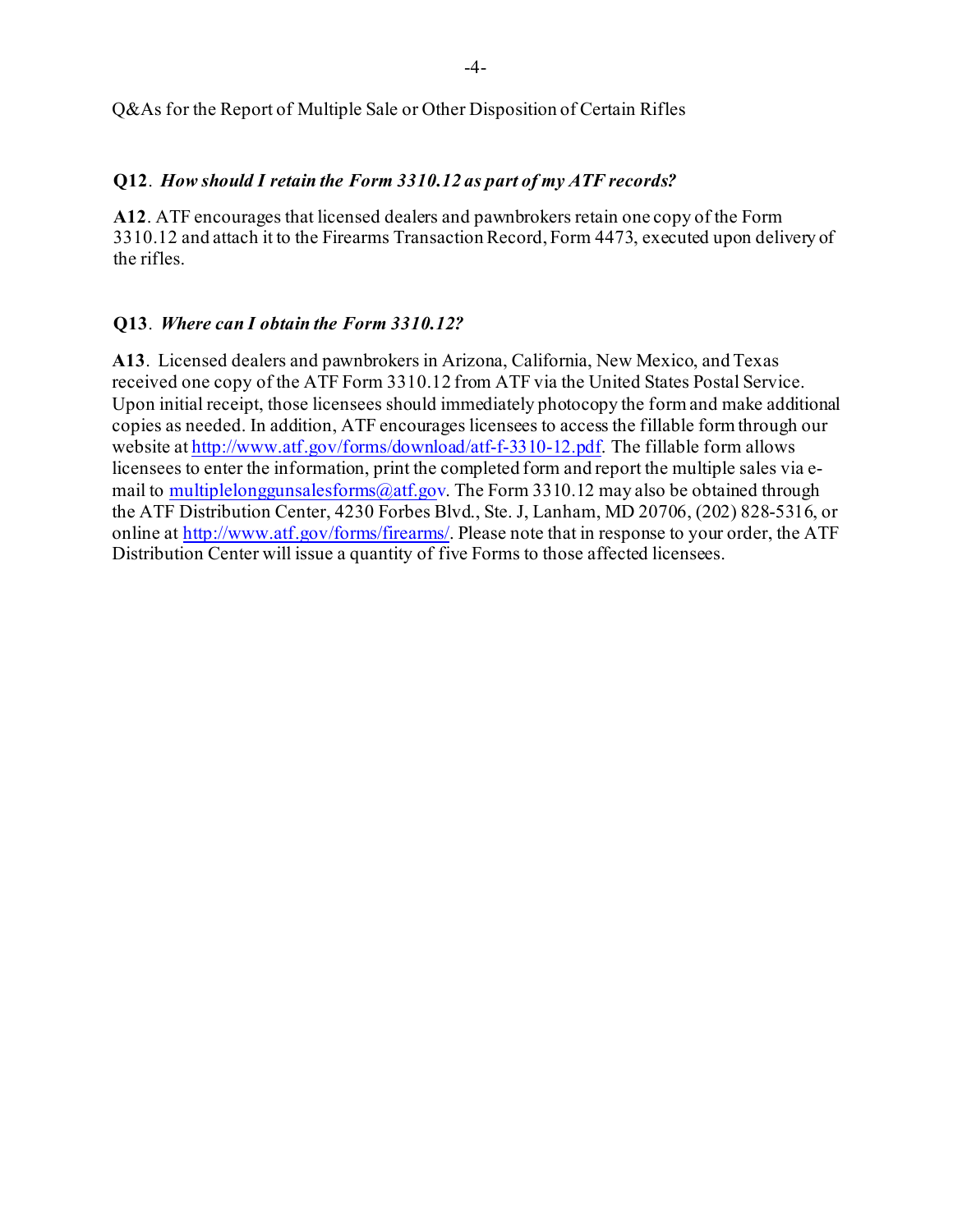**Q12**. ***How should I retain the Form 3310.12 as part of my ATF records?***

**A12**. ATF encourages that licensed dealers and pawnbrokers retain one copy of the Form 3310.12 and attach it to the Firearms Transaction Record, Form 4473, executed upon delivery of the rifles.

**Q13**. ***Where can I obtain the Form 3310.12?***

**A13**. Licensed dealers and pawnbrokers in Arizona, California, New Mexico, and Texas received one copy of the ATF Form 3310.12 from ATF via the United States Postal Service. Upon initial receipt, those licensees should immediately photocopy the form and make additional copies as needed. In addition, ATF encourages licensees to access the fillable form through our website at [http://www.atf.gov/forms/download/atf-f-3310-12.pdf](http://www.atf.gov/forms/download/atf-f-3310-12.pdf). The fillable form allows licensees to enter the information, print the completed form and report the multiple sales via e-mail to [multiplelonggunsalesforms@atf.gov](mailto:multiplelonggunsalesforms@atf.gov). The Form 3310.12 may also be obtained through the ATF Distribution Center, 4230 Forbes Blvd., Ste. J, Lanham, MD 20706, (202) 828-5316, or online at [http://www.atf.gov/forms/firearms/](http://www.atf.gov/forms/firearms/). Please note that in response to your order, the ATF Distribution Center will issue a quantity of five Forms to those affected licensees.